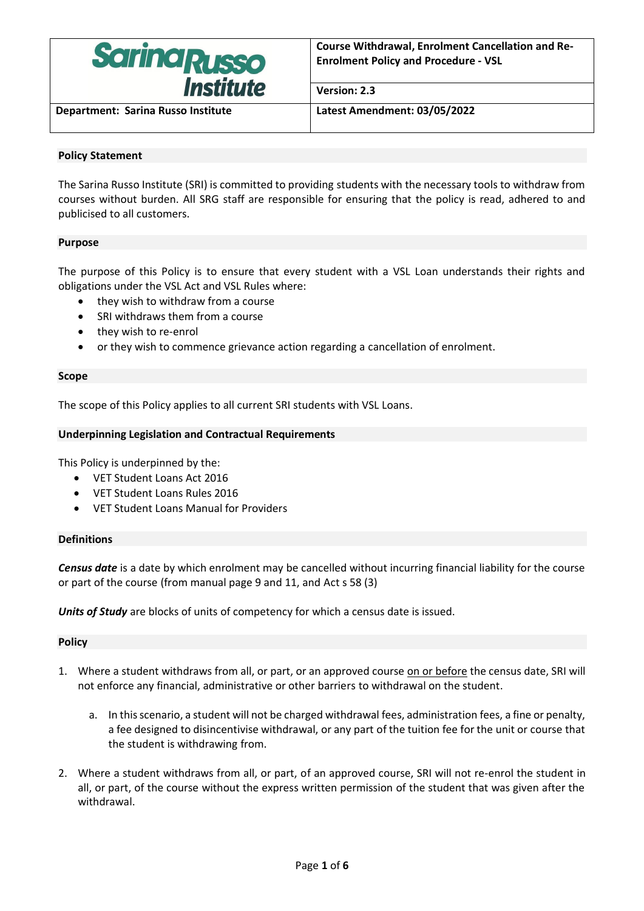| Sarina Russo Institute | Course Withdrawal, Enrolment Cancellation and Re-Enrolment Policy and Procedure - VSL |
| --- | --- |
| | **Version: 2.3** |
| **Department: Sarina Russo Institute** | **Latest Amendment: 03/05/2022** |

## Policy Statement

The Sarina Russo Institute (SRI) is committed to providing students with the necessary tools to withdraw from courses without burden. All SRG staff are responsible for ensuring that the policy is read, adhered to and publicised to all customers.

## Purpose

The purpose of this Policy is to ensure that every student with a VSL Loan understands their rights and obligations under the VSL Act and VSL Rules where:

- they wish to withdraw from a course
- SRI withdraws them from a course
- they wish to re-enrol
- or they wish to commence grievance action regarding a cancellation of enrolment.

## Scope

The scope of this Policy applies to all current SRI students with VSL Loans.

## Underpinning Legislation and Contractual Requirements

This Policy is underpinned by the:

- VET Student Loans Act 2016
- VET Student Loans Rules 2016
- VET Student Loans Manual for Providers

## Definitions

***Census date*** is a date by which enrolment may be cancelled without incurring financial liability for the course or part of the course (from manual page 9 and 11, and Act s 58 (3)

***Units of Study*** are blocks of units of competency for which a census date is issued.

## Policy

1. Where a student withdraws from all, or part, or an approved course on or before the census date, SRI will not enforce any financial, administrative or other barriers to withdrawal on the student.

   a. In this scenario, a student will not be charged withdrawal fees, administration fees, a fine or penalty, a fee designed to disincentivise withdrawal, or any part of the tuition fee for the unit or course that the student is withdrawing from.

2. Where a student withdraws from all, or part, of an approved course, SRI will not re-enrol the student in all, or part, of the course without the express written permission of the student that was given after the withdrawal.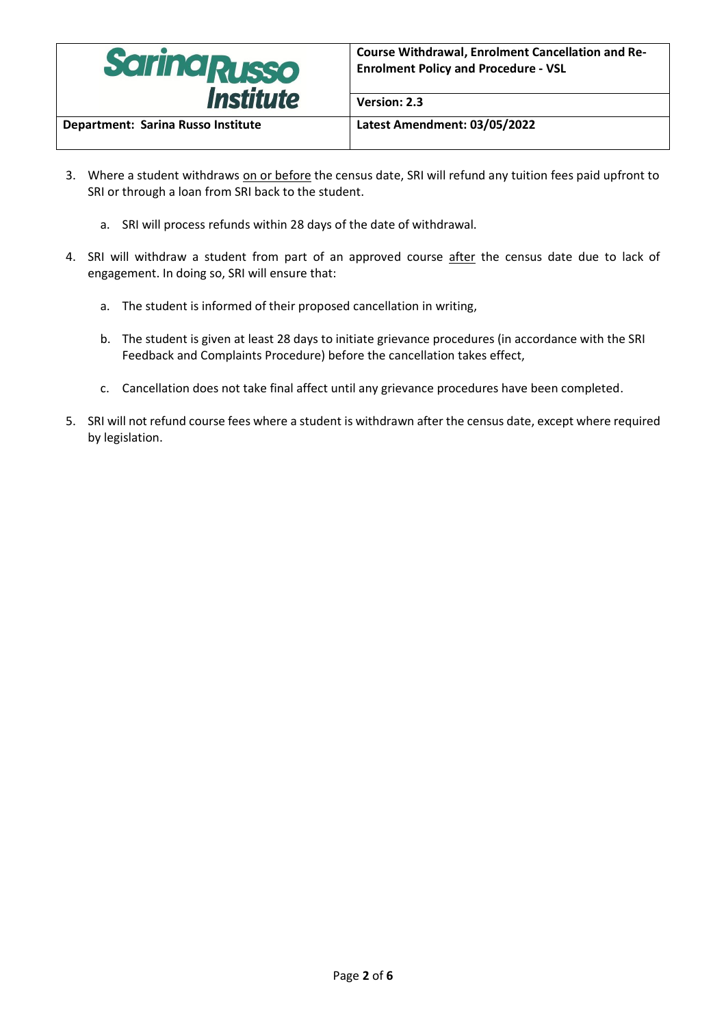3. Where a student withdraws <u>on or before</u> the census date, SRI will refund any tuition fees paid upfront to SRI or through a loan from SRI back to the student.

   a. SRI will process refunds within 28 days of the date of withdrawal.

4. SRI will withdraw a student from part of an approved course <u>after</u> the census date due to lack of engagement. In doing so, SRI will ensure that:

   a. The student is informed of their proposed cancellation in writing,

   b. The student is given at least 28 days to initiate grievance procedures (in accordance with the SRI Feedback and Complaints Procedure) before the cancellation takes effect,

   c. Cancellation does not take final affect until any grievance procedures have been completed.

5. SRI will not refund course fees where a student is withdrawn after the census date, except where required by legislation.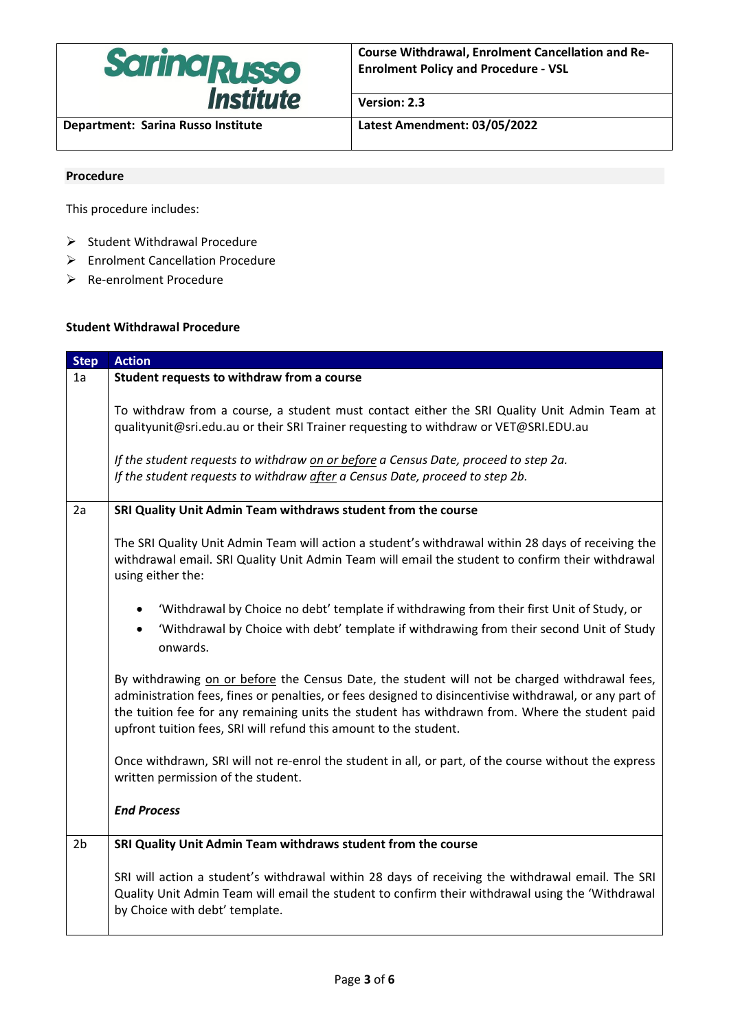| Course Withdrawal, Enrolment Cancellation and Re-Enrolment Policy and Procedure - VSL |
|---|
| Version: 2.3 |
| Department: Sarina Russo Institute | Latest Amendment: 03/05/2022 |

## Procedure

This procedure includes:

- Student Withdrawal Procedure
- Enrolment Cancellation Procedure
- Re-enrolment Procedure

### Student Withdrawal Procedure

| Step | Action |
|---|---|
| 1a | **Student requests to withdraw from a course**<br><br>To withdraw from a course, a student must contact either the SRI Quality Unit Admin Team at qualityunit@sri.edu.au or their SRI Trainer requesting to withdraw or VET@SRI.EDU.au<br><br>*If the student requests to withdraw on or before a Census Date, proceed to step 2a.*<br>*If the student requests to withdraw after a Census Date, proceed to step 2b.* |
| 2a | **SRI Quality Unit Admin Team withdraws student from the course**<br><br>The SRI Quality Unit Admin Team will action a student's withdrawal within 28 days of receiving the withdrawal email. SRI Quality Unit Admin Team will email the student to confirm their withdrawal using either the:<br><br>• 'Withdrawal by Choice no debt' template if withdrawing from their first Unit of Study, or<br>• 'Withdrawal by Choice with debt' template if withdrawing from their second Unit of Study onwards.<br><br>By withdrawing on or before the Census Date, the student will not be charged withdrawal fees, administration fees, fines or penalties, or fees designed to disincentivise withdrawal, or any part of the tuition fee for any remaining units the student has withdrawn from. Where the student paid upfront tuition fees, SRI will refund this amount to the student.<br><br>Once withdrawn, SRI will not re-enrol the student in all, or part, of the course without the express written permission of the student.<br><br>***End Process*** |
| 2b | **SRI Quality Unit Admin Team withdraws student from the course**<br><br>SRI will action a student's withdrawal within 28 days of receiving the withdrawal email. The SRI Quality Unit Admin Team will email the student to confirm their withdrawal using the 'Withdrawal by Choice with debt' template. |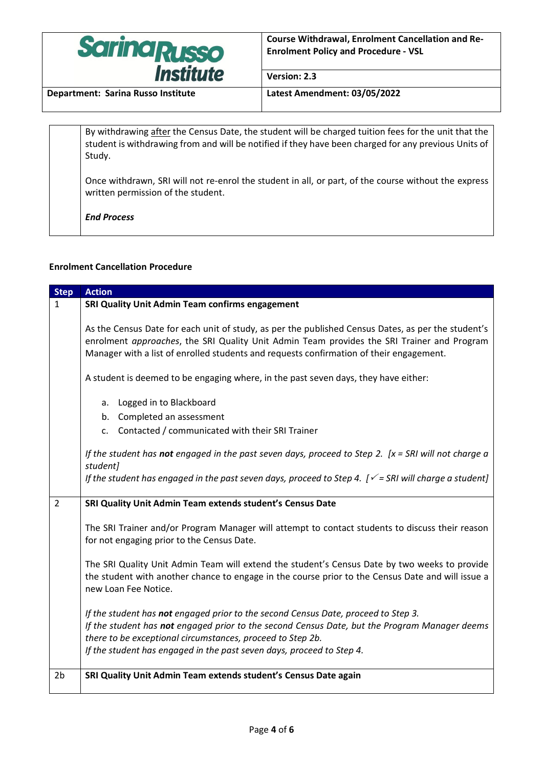| | |
|---|---|
| | By withdrawing after the Census Date, the student will be charged tuition fees for the unit that the student is withdrawing from and will be notified if they have been charged for any previous Units of Study.<br><br>Once withdrawn, SRI will not re-enrol the student in all, or part, of the course without the express written permission of the student.<br><br>***End Process*** |

**Enrolment Cancellation Procedure**

| Step | Action |
|---|---|
| 1 | **SRI Quality Unit Admin Team confirms engagement**<br><br>As the Census Date for each unit of study, as per the published Census Dates, as per the student's enrolment *approaches*, the SRI Quality Unit Admin Team provides the SRI Trainer and Program Manager with a list of enrolled students and requests confirmation of their engagement.<br><br>A student is deemed to be engaging where, in the past seven days, they have either:<br><br>a. Logged in to Blackboard<br>b. Completed an assessment<br>c. Contacted / communicated with their SRI Trainer<br><br>*If the student has **not** engaged in the past seven days, proceed to Step 2. [x = SRI will not charge a student]*<br>*If the student has engaged in the past seven days, proceed to Step 4. [✓ = SRI will charge a student]* |
| 2 | **SRI Quality Unit Admin Team extends student's Census Date**<br><br>The SRI Trainer and/or Program Manager will attempt to contact students to discuss their reason for not engaging prior to the Census Date.<br><br>The SRI Quality Unit Admin Team will extend the student's Census Date by two weeks to provide the student with another chance to engage in the course prior to the Census Date and will issue a new Loan Fee Notice.<br><br>*If the student has **not** engaged prior to the second Census Date, proceed to Step 3.*<br>*If the student has **not** engaged prior to the second Census Date, but the Program Manager deems there to be exceptional circumstances, proceed to Step 2b.*<br>*If the student has engaged in the past seven days, proceed to Step 4.* |
| 2b | **SRI Quality Unit Admin Team extends student's Census Date again** |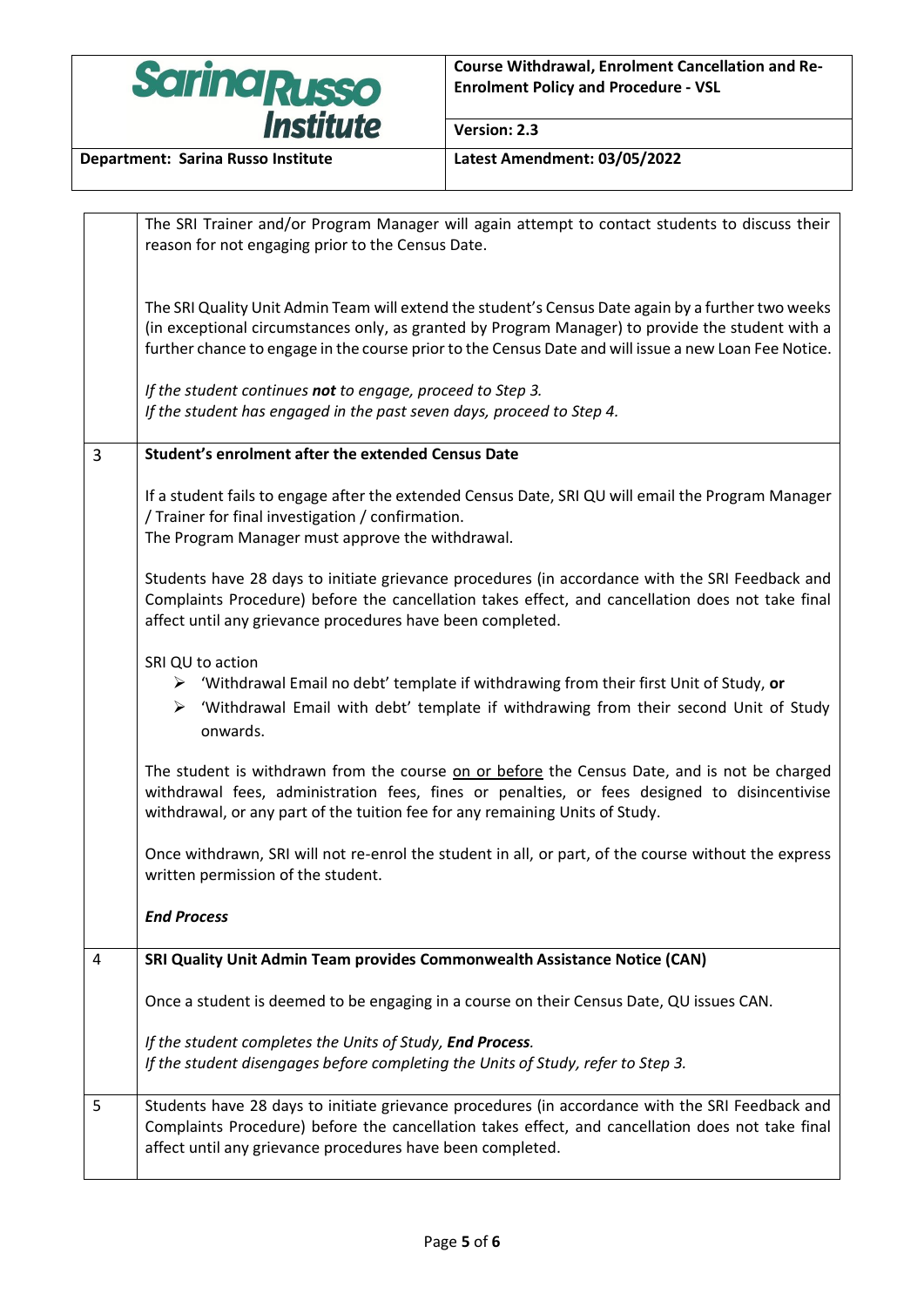| | |
|---|---|
| | The SRI Trainer and/or Program Manager will again attempt to contact students to discuss their reason for not engaging prior to the Census Date.<br><br>The SRI Quality Unit Admin Team will extend the student's Census Date again by a further two weeks (in exceptional circumstances only, as granted by Program Manager) to provide the student with a further chance to engage in the course prior to the Census Date and will issue a new Loan Fee Notice.<br><br>*If the student continues **not** to engage, proceed to Step 3.*<br>*If the student has engaged in the past seven days, proceed to Step 4.* |
| 3 | **Student's enrolment after the extended Census Date**<br><br>If a student fails to engage after the extended Census Date, SRI QU will email the Program Manager / Trainer for final investigation / confirmation.<br>The Program Manager must approve the withdrawal.<br><br>Students have 28 days to initiate grievance procedures (in accordance with the SRI Feedback and Complaints Procedure) before the cancellation takes effect, and cancellation does not take final affect until any grievance procedures have been completed.<br><br>SRI QU to action<br>➢ 'Withdrawal Email no debt' template if withdrawing from their first Unit of Study, **or**<br>➢ 'Withdrawal Email with debt' template if withdrawing from their second Unit of Study onwards.<br><br>The student is withdrawn from the course <u>on or before</u> the Census Date, and is not be charged withdrawal fees, administration fees, fines or penalties, or fees designed to disincentivise withdrawal, or any part of the tuition fee for any remaining Units of Study.<br><br>Once withdrawn, SRI will not re-enrol the student in all, or part, of the course without the express written permission of the student.<br><br>***End Process*** |
| 4 | **SRI Quality Unit Admin Team provides Commonwealth Assistance Notice (CAN)**<br><br>Once a student is deemed to be engaging in a course on their Census Date, QU issues CAN.<br><br>*If the student completes the Units of Study, **End Process**.*<br>*If the student disengages before completing the Units of Study, refer to Step 3.* |
| 5 | Students have 28 days to initiate grievance procedures (in accordance with the SRI Feedback and Complaints Procedure) before the cancellation takes effect, and cancellation does not take final affect until any grievance procedures have been completed. |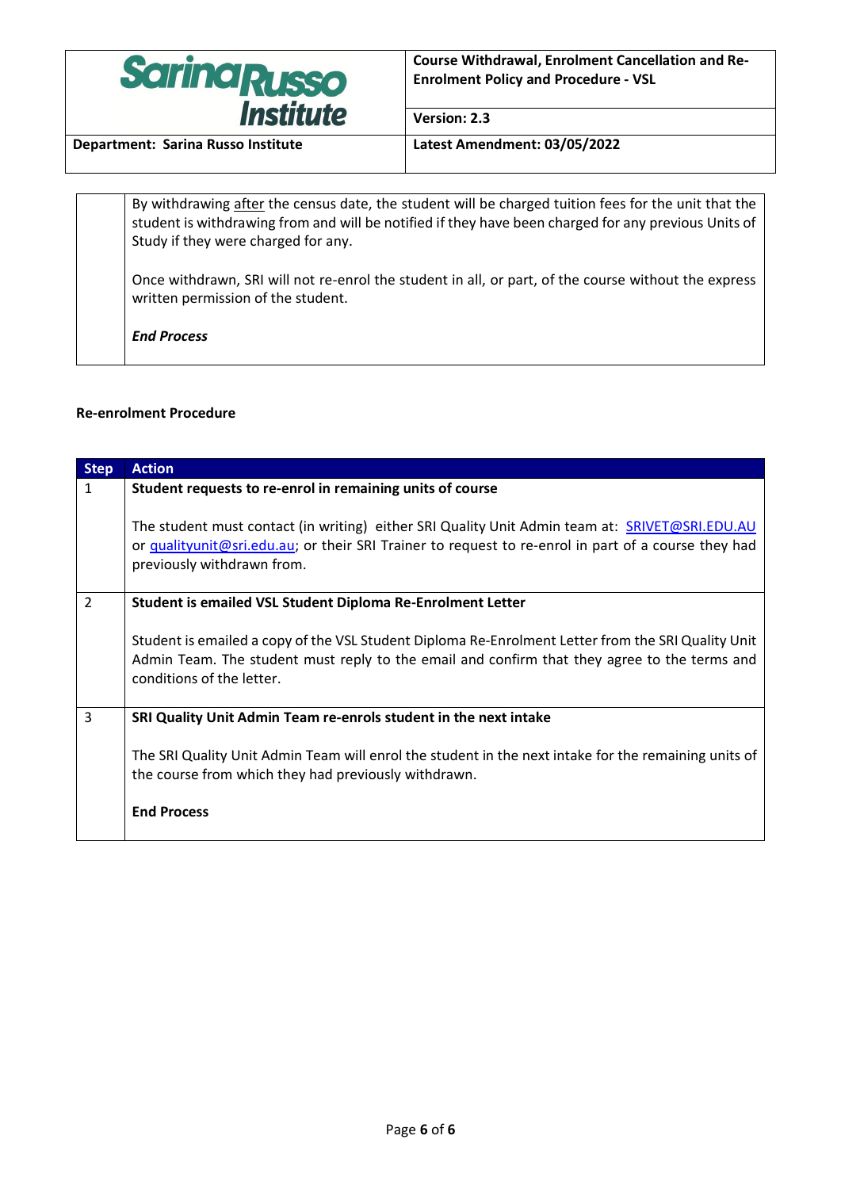| | |
|---|---|
| | By withdrawing after the census date, the student will be charged tuition fees for the unit that the student is withdrawing from and will be notified if they have been charged for any previous Units of Study if they were charged for any.<br><br>Once withdrawn, SRI will not re-enrol the student in all, or part, of the course without the express written permission of the student.<br><br>***End Process*** |

**Re-enrolment Procedure**

| Step | Action |
|---|---|
| 1 | **Student requests to re-enrol in remaining units of course**<br><br>The student must contact (in writing) either SRI Quality Unit Admin team at: SRIVET@SRI.EDU.AU or qualityunit@sri.edu.au; or their SRI Trainer to request to re-enrol in part of a course they had previously withdrawn from. |
| 2 | **Student is emailed VSL Student Diploma Re-Enrolment Letter**<br><br>Student is emailed a copy of the VSL Student Diploma Re-Enrolment Letter from the SRI Quality Unit Admin Team. The student must reply to the email and confirm that they agree to the terms and conditions of the letter. |
| 3 | **SRI Quality Unit Admin Team re-enrols student in the next intake**<br><br>The SRI Quality Unit Admin Team will enrol the student in the next intake for the remaining units of the course from which they had previously withdrawn.<br><br>**End Process** |